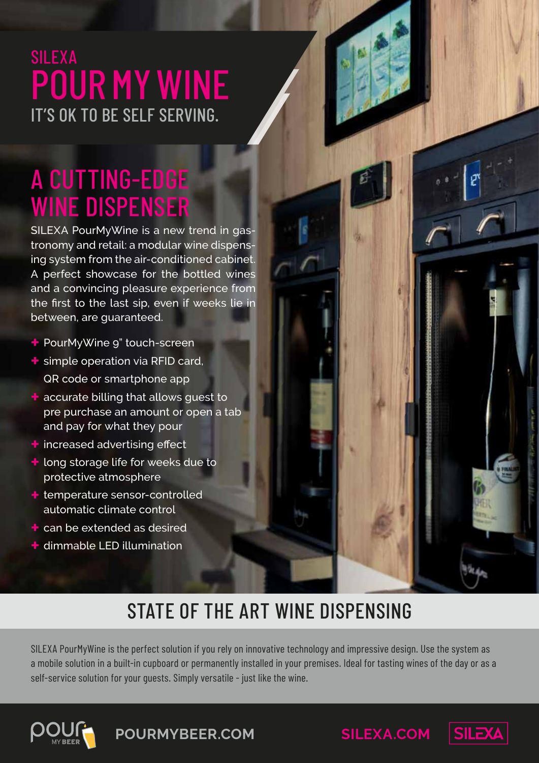SILEXA

# POUR MY WINE

IT'S OK TO BE SELF SERVING.

## A CUTTING-EDGE WINE DISPENSER

SILEXA PourMyWine is a new trend in gastronomy and retail: a modular wine dispensing system from the air-conditioned cabinet. A perfect showcase for the bottled wines and a convincing pleasure experience from the first to the last sip, even if weeks lie in between, are guaranteed.

- PourMyWine 9" touch-screen
- simple operation via RFID card, QR code or smartphone app
- accurate billing that allows guest to pre purchase an amount or open a tab and pay for what they pour
- increased advertising effect
- long storage life for weeks due to protective atmosphere
- temperature sensor-controlled automatic climate control
- can be extended as desired
- dimmable LED illumination

## STATE OF THE ART WINE DISPENSING

SILEXA PourMyWine is the perfect solution if you rely on innovative technology and impressive design. Use the system as a mobile solution in a built-in cupboard or permanently installed in your premises. Ideal for tasting wines of the day or as a self-service solution for your guests. Simply versatile - just like the wine.

POURMYBEER.COM

SILEXA.COM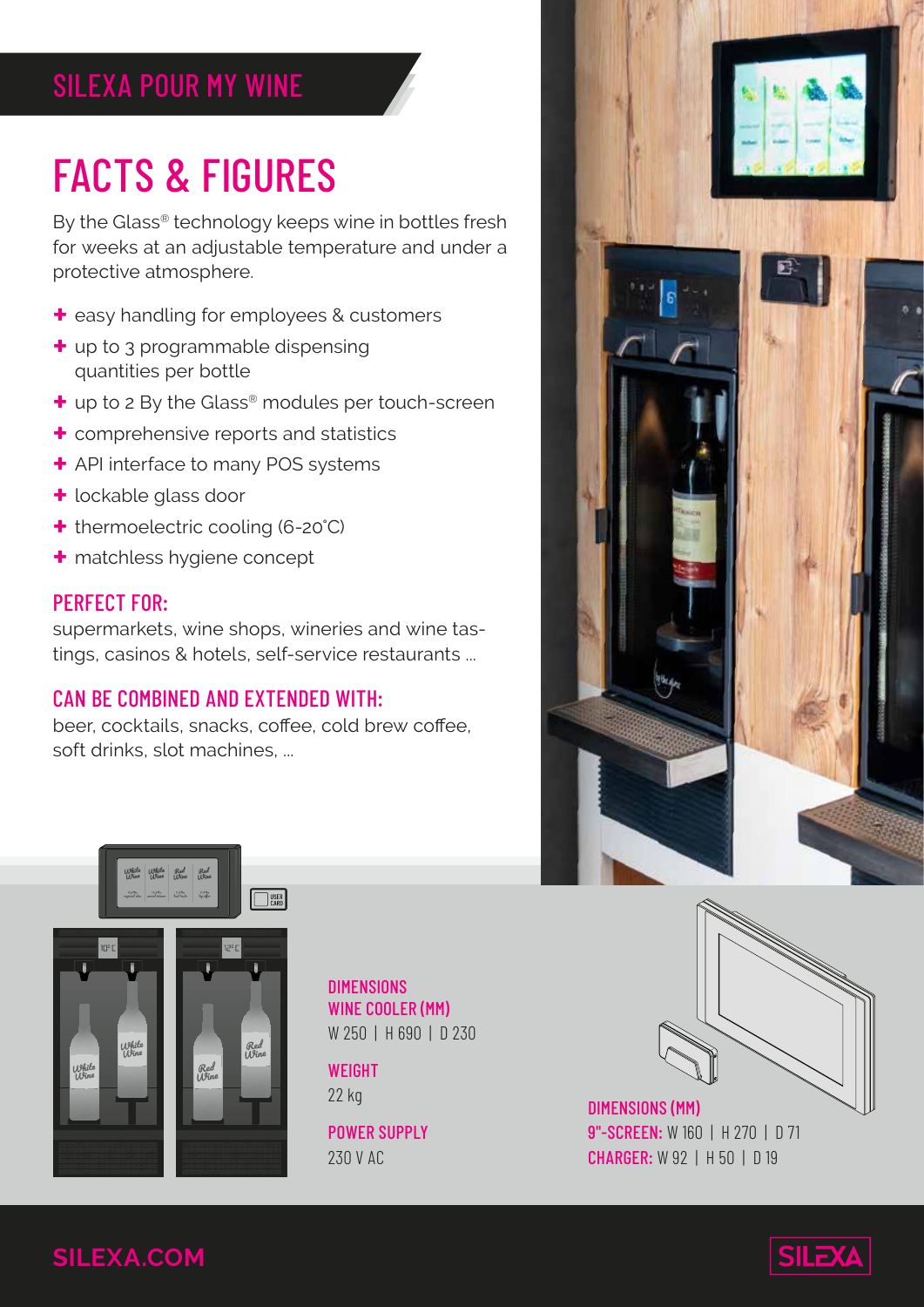## SILEXA POUR MY WINE

# FACTS & FIGURES

By the Glass® technology keeps wine in bottles fresh for weeks at an adjustable temperature and under a protective atmosphere.

- easy handling for employees & customers
- up to 3 programmable dispensing quantities per bottle
- up to 2 By the Glass® modules per touch-screen
- comprehensive reports and statistics
- API interface to many POS systems
- lockable glass door
- thermoelectric cooling (6-20°C)
- matchless hygiene concept

### PERFECT FOR:

supermarkets, wine shops, wineries and wine tastings, casinos & hotels, self-service restaurants ...

### CAN BE COMBINED AND EXTENDED WITH:

beer, cocktails, snacks, coffee, cold brew coffee, soft drinks, slot machines, ...

**DIMENSIONS WINE COOLER (MM)**
W 250 | H 690 | D 230

**WEIGHT**
22 kg

**POWER SUPPLY**
230 V AC

**DIMENSIONS (MM)**
**9"-SCREEN:** W 160 | H 270 | D 71
**CHARGER:** W 92 | H 50 | D 19

**SILEXA.COM**

SILEXA